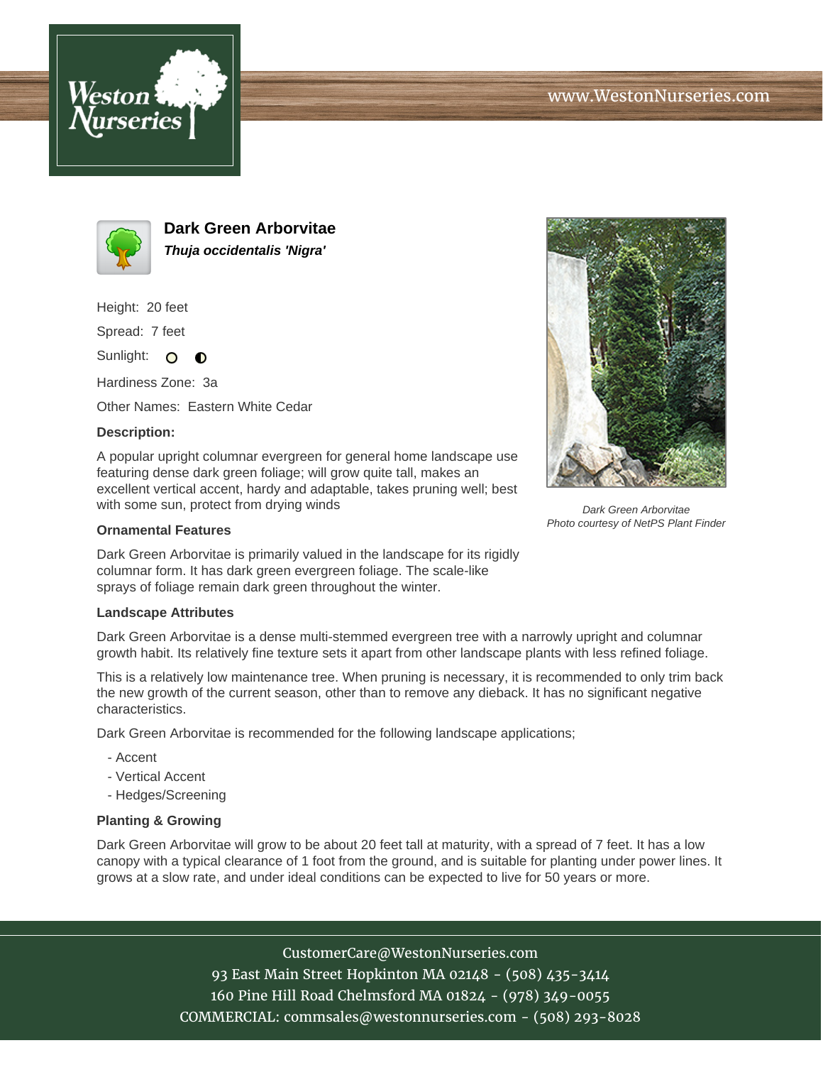www.WestonNurseries.com

# Dark Green Arborvitae

***Thuja occidentalis 'Nigra'***

Height: 20 feet

Spread: 7 feet

Sunlight:

Hardiness Zone: 3a

Other Names: Eastern White Cedar

### Description:

A popular upright columnar evergreen for general home landscape use featuring dense dark green foliage; will grow quite tall, makes an excellent vertical accent, hardy and adaptable, takes pruning well; best with some sun, protect from drying winds

*Dark Green Arborvitae*
*Photo courtesy of NetPS Plant Finder*

### Ornamental Features

Dark Green Arborvitae is primarily valued in the landscape for its rigidly columnar form. It has dark green evergreen foliage. The scale-like sprays of foliage remain dark green throughout the winter.

### Landscape Attributes

Dark Green Arborvitae is a dense multi-stemmed evergreen tree with a narrowly upright and columnar growth habit. Its relatively fine texture sets it apart from other landscape plants with less refined foliage.

This is a relatively low maintenance tree. When pruning is necessary, it is recommended to only trim back the new growth of the current season, other than to remove any dieback. It has no significant negative characteristics.

Dark Green Arborvitae is recommended for the following landscape applications;

- Accent
- Vertical Accent
- Hedges/Screening

### Planting & Growing

Dark Green Arborvitae will grow to be about 20 feet tall at maturity, with a spread of 7 feet. It has a low canopy with a typical clearance of 1 foot from the ground, and is suitable for planting under power lines. It grows at a slow rate, and under ideal conditions can be expected to live for 50 years or more.

CustomerCare@WestonNurseries.com
93 East Main Street Hopkinton MA 02148 - (508) 435-3414
160 Pine Hill Road Chelmsford MA 01824 - (978) 349-0055
COMMERCIAL: commsales@westonnurseries.com - (508) 293-8028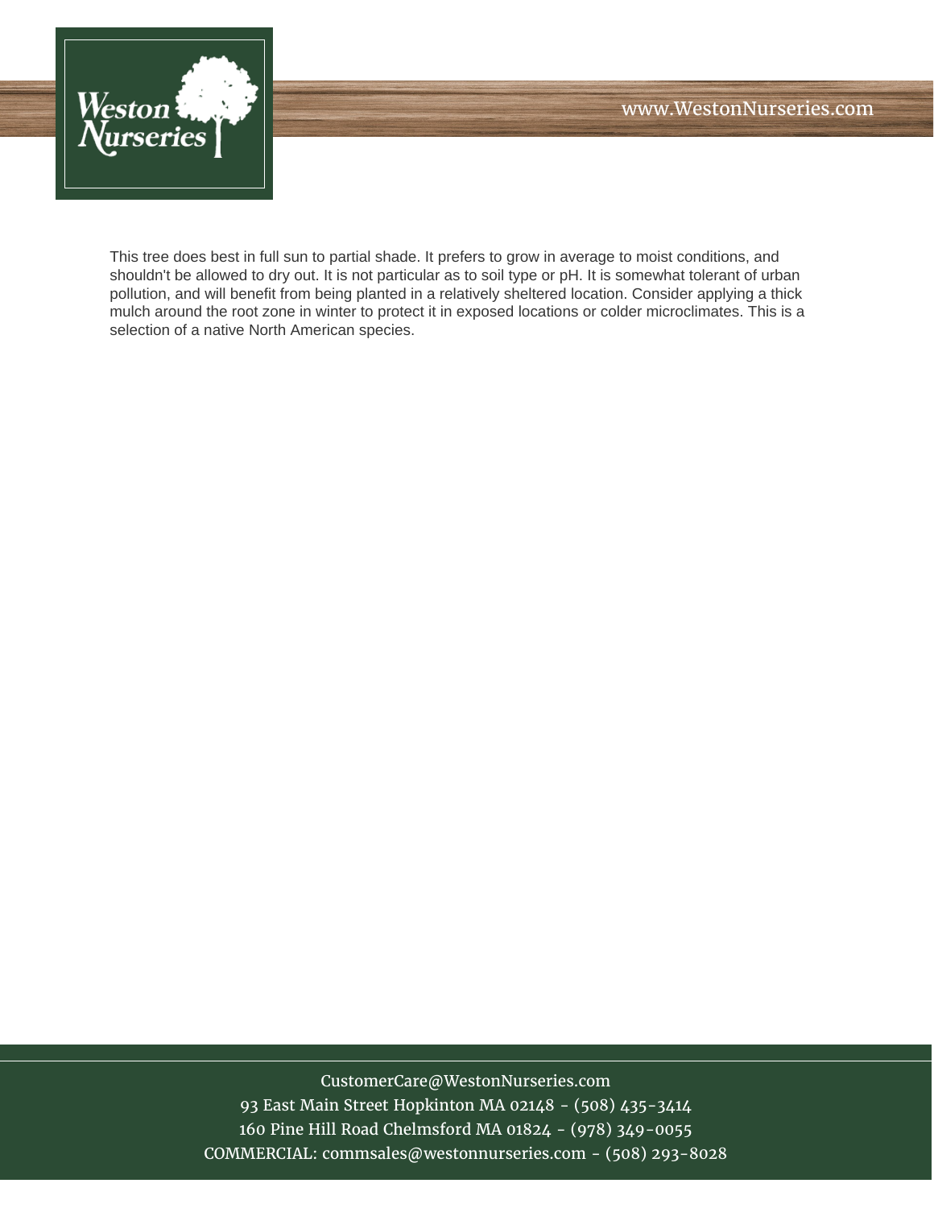This tree does best in full sun to partial shade. It prefers to grow in average to moist conditions, and shouldn't be allowed to dry out. It is not particular as to soil type or pH. It is somewhat tolerant of urban pollution, and will benefit from being planted in a relatively sheltered location. Consider applying a thick mulch around the root zone in winter to protect it in exposed locations or colder microclimates. This is a selection of a native North American species.